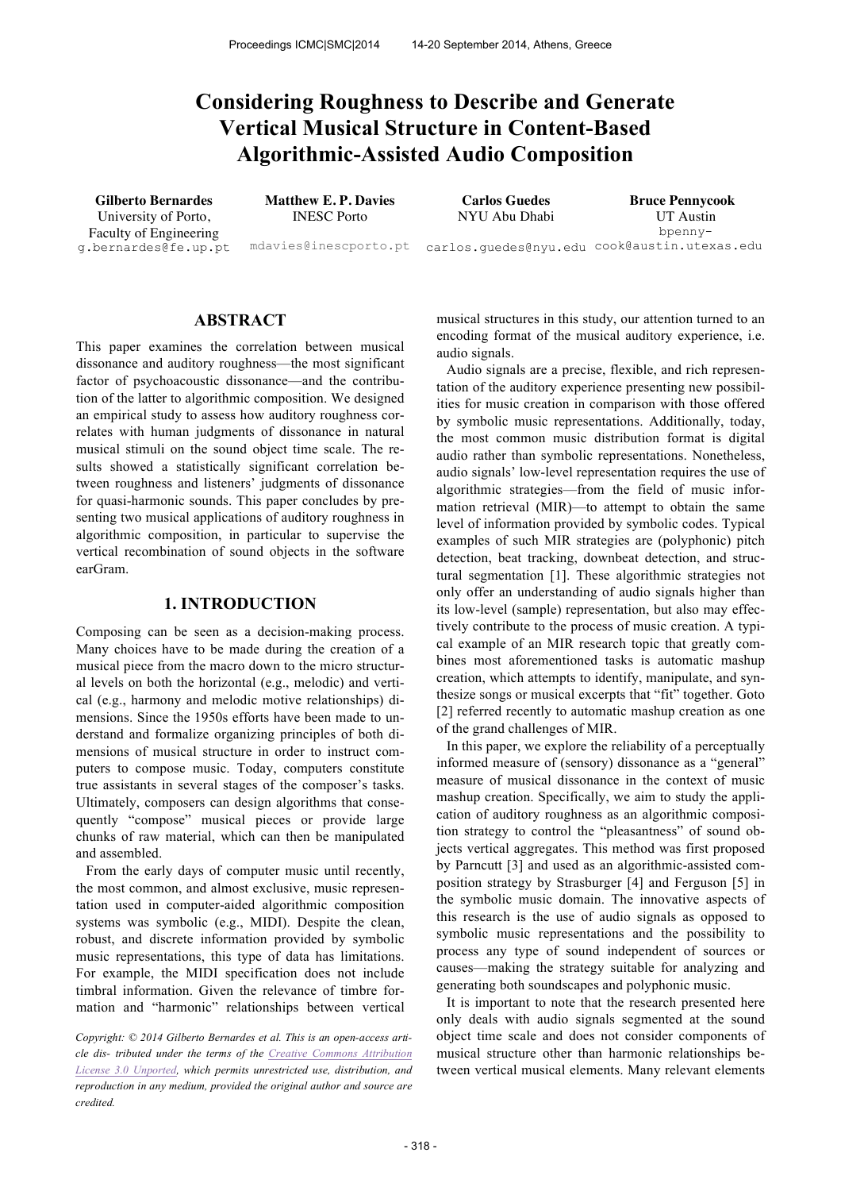# Considering Roughness to Describe and Generate Vertical Musical Structure in Content-Based Algorithmic-Assisted Audio Composition

**Gilberto Bernardes**
University of Porto,
Faculty of Engineering
g.bernardes@fe.up.pt

**Matthew E. P. Davies**
INESC Porto
mdavies@inescporto.pt

**Carlos Guedes**
NYU Abu Dhabi
carlos.guedes@nyu.edu

**Bruce Pennycook**
UT Austin
bpenny-cook@austin.utexas.edu

## ABSTRACT

This paper examines the correlation between musical dissonance and auditory roughness—the most significant factor of psychoacoustic dissonance—and the contribution of the latter to algorithmic composition. We designed an empirical study to assess how auditory roughness correlates with human judgments of dissonance in natural musical stimuli on the sound object time scale. The results showed a statistically significant correlation between roughness and listeners' judgments of dissonance for quasi-harmonic sounds. This paper concludes by presenting two musical applications of auditory roughness in algorithmic composition, in particular to supervise the vertical recombination of sound objects in the software earGram.

## 1. INTRODUCTION

Composing can be seen as a decision-making process. Many choices have to be made during the creation of a musical piece from the macro down to the micro structural levels on both the horizontal (e.g., melodic) and vertical (e.g., harmony and melodic motive relationships) dimensions. Since the 1950s efforts have been made to understand and formalize organizing principles of both dimensions of musical structure in order to instruct computers to compose music. Today, computers constitute true assistants in several stages of the composer's tasks. Ultimately, composers can design algorithms that consequently "compose" musical pieces or provide large chunks of raw material, which can then be manipulated and assembled.

From the early days of computer music until recently, the most common, and almost exclusive, music representation used in computer-aided algorithmic composition systems was symbolic (e.g., MIDI). Despite the clean, robust, and discrete information provided by symbolic music representations, this type of data has limitations. For example, the MIDI specification does not include timbral information. Given the relevance of timbre formation and "harmonic" relationships between vertical musical structures in this study, our attention turned to an encoding format of the musical auditory experience, i.e. audio signals.

Audio signals are a precise, flexible, and rich representation of the auditory experience presenting new possibilities for music creation in comparison with those offered by symbolic music representations. Additionally, today, the most common music distribution format is digital audio rather than symbolic representations. Nonetheless, audio signals' low-level representation requires the use of algorithmic strategies—from the field of music information retrieval (MIR)—to attempt to obtain the same level of information provided by symbolic codes. Typical examples of such MIR strategies are (polyphonic) pitch detection, beat tracking, downbeat detection, and structural segmentation [1]. These algorithmic strategies not only offer an understanding of audio signals higher than its low-level (sample) representation, but also may effectively contribute to the process of music creation. A typical example of an MIR research topic that greatly combines most aforementioned tasks is automatic mashup creation, which attempts to identify, manipulate, and synthesize songs or musical excerpts that "fit" together. Goto [2] referred recently to automatic mashup creation as one of the grand challenges of MIR.

In this paper, we explore the reliability of a perceptually informed measure of (sensory) dissonance as a "general" measure of musical dissonance in the context of music mashup creation. Specifically, we aim to study the application of auditory roughness as an algorithmic composition strategy to control the "pleasantness" of sound objects vertical aggregates. This method was first proposed by Parncutt [3] and used as an algorithmic-assisted composition strategy by Strasburger [4] and Ferguson [5] in the symbolic music domain. The innovative aspects of this research is the use of audio signals as opposed to symbolic music representations and the possibility to process any type of sound independent of sources or causes—making the strategy suitable for analyzing and generating both soundscapes and polyphonic music.

It is important to note that the research presented here only deals with audio signals segmented at the sound object time scale and does not consider components of musical structure other than harmonic relationships between vertical musical elements. Many relevant elements

*Copyright: © 2014 Gilberto Bernardes et al. This is an open-access article dis- tributed under the terms of the Creative Commons Attribution License 3.0 Unported, which permits unrestricted use, distribution, and reproduction in any medium, provided the original author and source are credited.*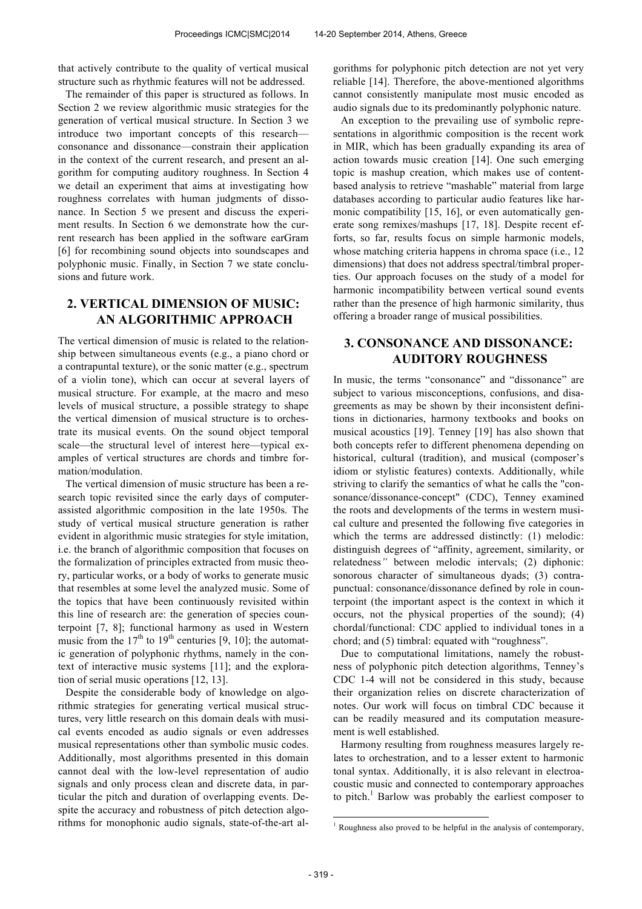that actively contribute to the quality of vertical musical structure such as rhythmic features will not be addressed.

The remainder of this paper is structured as follows. In Section 2 we review algorithmic music strategies for the generation of vertical musical structure. In Section 3 we introduce two important concepts of this research—consonance and dissonance—constrain their application in the context of the current research, and present an algorithm for computing auditory roughness. In Section 4 we detail an experiment that aims at investigating how roughness correlates with human judgments of dissonance. In Section 5 we present and discuss the experiment results. In Section 6 we demonstrate how the current research has been applied in the software earGram [6] for recombining sound objects into soundscapes and polyphonic music. Finally, in Section 7 we state conclusions and future work.

## 2. VERTICAL DIMENSION OF MUSIC: AN ALGORITHMIC APPROACH

The vertical dimension of music is related to the relationship between simultaneous events (e.g., a piano chord or a contrapuntal texture), or the sonic matter (e.g., spectrum of a violin tone), which can occur at several layers of musical structure. For example, at the macro and meso levels of musical structure, a possible strategy to shape the vertical dimension of musical structure is to orchestrate its musical events. On the sound object temporal scale—the structural level of interest here—typical examples of vertical structures are chords and timbre formation/modulation.

The vertical dimension of music structure has been a research topic revisited since the early days of computer-assisted algorithmic composition in the late 1950s. The study of vertical musical structure generation is rather evident in algorithmic music strategies for style imitation, i.e. the branch of algorithmic composition that focuses on the formalization of principles extracted from music theory, particular works, or a body of works to generate music that resembles at some level the analyzed music. Some of the topics that have been continuously revisited within this line of research are: the generation of species counterpoint [7, 8]; functional harmony as used in Western music from the 17th to 19th centuries [9, 10]; the automatic generation of polyphonic rhythms, namely in the context of interactive music systems [11]; and the exploration of serial music operations [12, 13].

Despite the considerable body of knowledge on algorithmic strategies for generating vertical musical structures, very little research on this domain deals with musical events encoded as audio signals or even addresses musical representations other than symbolic music codes. Additionally, most algorithms presented in this domain cannot deal with the low-level representation of audio signals and only process clean and discrete data, in particular the pitch and duration of overlapping events. Despite the accuracy and robustness of pitch detection algorithms for monophonic audio signals, state-of-the-art algorithms for polyphonic pitch detection are not yet very reliable [14]. Therefore, the above-mentioned algorithms cannot consistently manipulate most music encoded as audio signals due to its predominantly polyphonic nature.

An exception to the prevailing use of symbolic representations in algorithmic composition is the recent work in MIR, which has been gradually expanding its area of action towards music creation [14]. One such emerging topic is mashup creation, which makes use of content-based analysis to retrieve "mashable" material from large databases according to particular audio features like harmonic compatibility [15, 16], or even automatically generate song remixes/mashups [17, 18]. Despite recent efforts, so far, results focus on simple harmonic models, whose matching criteria happens in chroma space (i.e., 12 dimensions) that does not address spectral/timbral properties. Our approach focuses on the study of a model for harmonic incompatibility between vertical sound events rather than the presence of high harmonic similarity, thus offering a broader range of musical possibilities.

## 3. CONSONANCE AND DISSONANCE: AUDITORY ROUGHNESS

In music, the terms "consonance" and "dissonance" are subject to various misconceptions, confusions, and disagreements as may be shown by their inconsistent definitions in dictionaries, harmony textbooks and books on musical acoustics [19]. Tenney [19] has also shown that both concepts refer to different phenomena depending on historical, cultural (tradition), and musical (composer's idiom or stylistic features) contexts. Additionally, while striving to clarify the semantics of what he calls the "consonance/dissonance-concept" (CDC), Tenney examined the roots and developments of the terms in western musical culture and presented the following five categories in which the terms are addressed distinctly: (1) melodic: distinguish degrees of "affinity, agreement, similarity, or relatedness" between melodic intervals; (2) diphonic: sonorous character of simultaneous dyads; (3) contrapunctual: consonance/dissonance defined by role in counterpoint (the important aspect is the context in which it occurs, not the physical properties of the sound); (4) chordal/functional: CDC applied to individual tones in a chord; and (5) timbral: equated with "roughness".

Due to computational limitations, namely the robustness of polyphonic pitch detection algorithms, Tenney's CDC 1-4 will not be considered in this study, because their organization relies on discrete characterization of notes. Our work will focus on timbral CDC because it can be readily measured and its computation measurement is well established.

Harmony resulting from roughness measures largely relates to orchestration, and to a lesser extent to harmonic tonal syntax. Additionally, it is also relevant in electroacoustic music and connected to contemporary approaches to pitch.[1] Barlow was probably the earliest composer to

[1] Roughness also proved to be helpful in the analysis of contemporary,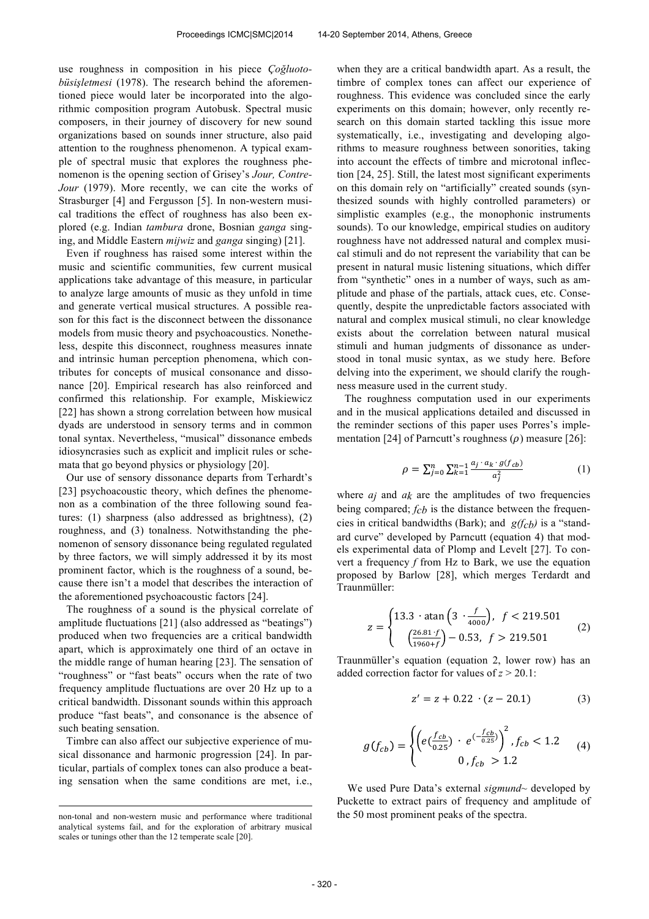use roughness in composition in his piece *Çoğluotobüsişletmesi* (1978). The research behind the aforementioned piece would later be incorporated into the algorithmic composition program Autobusk. Spectral music composers, in their journey of discovery for new sound organizations based on sounds inner structure, also paid attention to the roughness phenomenon. A typical example of spectral music that explores the roughness phenomenon is the opening section of Grisey's *Jour, Contre-Jour* (1979). More recently, we can cite the works of Strasburger [4] and Fergusson [5]. In non-western musical traditions the effect of roughness has also been explored (e.g. Indian *tambura* drone, Bosnian *ganga* singing, and Middle Eastern *mijwiz* and *ganga* singing) [21].

Even if roughness has raised some interest within the music and scientific communities, few current musical applications take advantage of this measure, in particular to analyze large amounts of music as they unfold in time and generate vertical musical structures. A possible reason for this fact is the disconnect between the dissonance models from music theory and psychoacoustics. Nonetheless, despite this disconnect, roughness measures innate and intrinsic human perception phenomena, which contributes for concepts of musical consonance and dissonance [20]. Empirical research has also reinforced and confirmed this relationship. For example, Miskiewicz [22] has shown a strong correlation between how musical dyads are understood in sensory terms and in common tonal syntax. Nevertheless, "musical" dissonance embeds idiosyncrasies such as explicit and implicit rules or schemata that go beyond physics or physiology [20].

Our use of sensory dissonance departs from Terhardt's [23] psychoacoustic theory, which defines the phenomenon as a combination of the three following sound features: (1) sharpness (also addressed as brightness), (2) roughness, and (3) tonalness. Notwithstanding the phenomenon of sensory dissonance being regulated regulated by three factors, we will simply addressed it by its most prominent factor, which is the roughness of a sound, because there isn't a model that describes the interaction of the aforementioned psychoacoustic factors [24].

The roughness of a sound is the physical correlate of amplitude fluctuations [21] (also addressed as "beatings") produced when two frequencies are a critical bandwidth apart, which is approximately one third of an octave in the middle range of human hearing [23]. The sensation of "roughness" or "fast beats" occurs when the rate of two frequency amplitude fluctuations are over 20 Hz up to a critical bandwidth. Dissonant sounds within this approach produce "fast beats", and consonance is the absence of such beating sensation.

Timbre can also affect our subjective experience of musical dissonance and harmonic progression [24]. In particular, partials of complex tones can also produce a beating sensation when the same conditions are met, i.e., when they are a critical bandwidth apart. As a result, the timbre of complex tones can affect our experience of roughness. This evidence was concluded since the early experiments on this domain; however, only recently research on this domain started tackling this issue more systematically, i.e., investigating and developing algorithms to measure roughness between sonorities, taking into account the effects of timbre and microtonal inflection [24, 25]. Still, the latest most significant experiments on this domain rely on "artificially" created sounds (synthesized sounds with highly controlled parameters) or simplistic examples (e.g., the monophonic instruments sounds). To our knowledge, empirical studies on auditory roughness have not addressed natural and complex musical stimuli and do not represent the variability that can be present in natural music listening situations, which differ from "synthetic" ones in a number of ways, such as amplitude and phase of the partials, attack cues, etc. Consequently, despite the unpredictable factors associated with natural and complex musical stimuli, no clear knowledge exists about the correlation between natural musical stimuli and human judgments of dissonance as understood in tonal music syntax, as we study here. Before delving into the experiment, we should clarify the roughness measure used in the current study.

The roughness computation used in our experiments and in the musical applications detailed and discussed in the reminder sections of this paper uses Porres's implementation [24] of Parncutt's roughness ($\rho$) measure [26]:

$$\rho = \sum_{j=0}^{n} \sum_{k=1}^{n-1} \frac{a_j \cdot a_k \cdot g(f_{cb})}{a_j^2} \qquad (1)$$

where $a_j$ and $a_k$ are the amplitudes of two frequencies being compared; $f_{cb}$ is the distance between the frequencies in critical bandwidths (Bark); and $g(f_{cb})$ is a "standard curve" developed by Parncutt (equation 4) that models experimental data of Plomp and Levelt [27]. To convert a frequency $f$ from Hz to Bark, we use the equation proposed by Barlow [28], which merges Terdardt and Traunmüller:

$$z = \begin{cases} 13.3 \cdot \operatorname{atan}\left(3 \cdot \frac{f}{4000}\right), & f < 219.501 \\ \left(\frac{26.81 \cdot f}{1960 + f}\right) - 0.53, & f > 219.501 \end{cases} \qquad (2)$$

Traunmüller's equation (equation 2, lower row) has an added correction factor for values of $z > 20.1$:

$$z' = z + 0.22 \cdot (z - 20.1) \qquad (3)$$

$$g(f_{cb}) = \begin{cases} \left(e\left(\frac{f_{cb}}{0.25}\right) \cdot e^{\left(-\frac{f_{cb}}{0.25}\right)}\right)^2, & f_{cb} < 1.2 \\ 0, & f_{cb} > 1.2 \end{cases} \qquad (4)$$

We used Pure Data's external *sigmund~* developed by Puckette to extract pairs of frequency and amplitude of the 50 most prominent peaks of the spectra.

---

non-tonal and non-western music and performance where traditional analytical systems fail, and for the exploration of arbitrary musical scales or tunings other than the 12 temperate scale [20].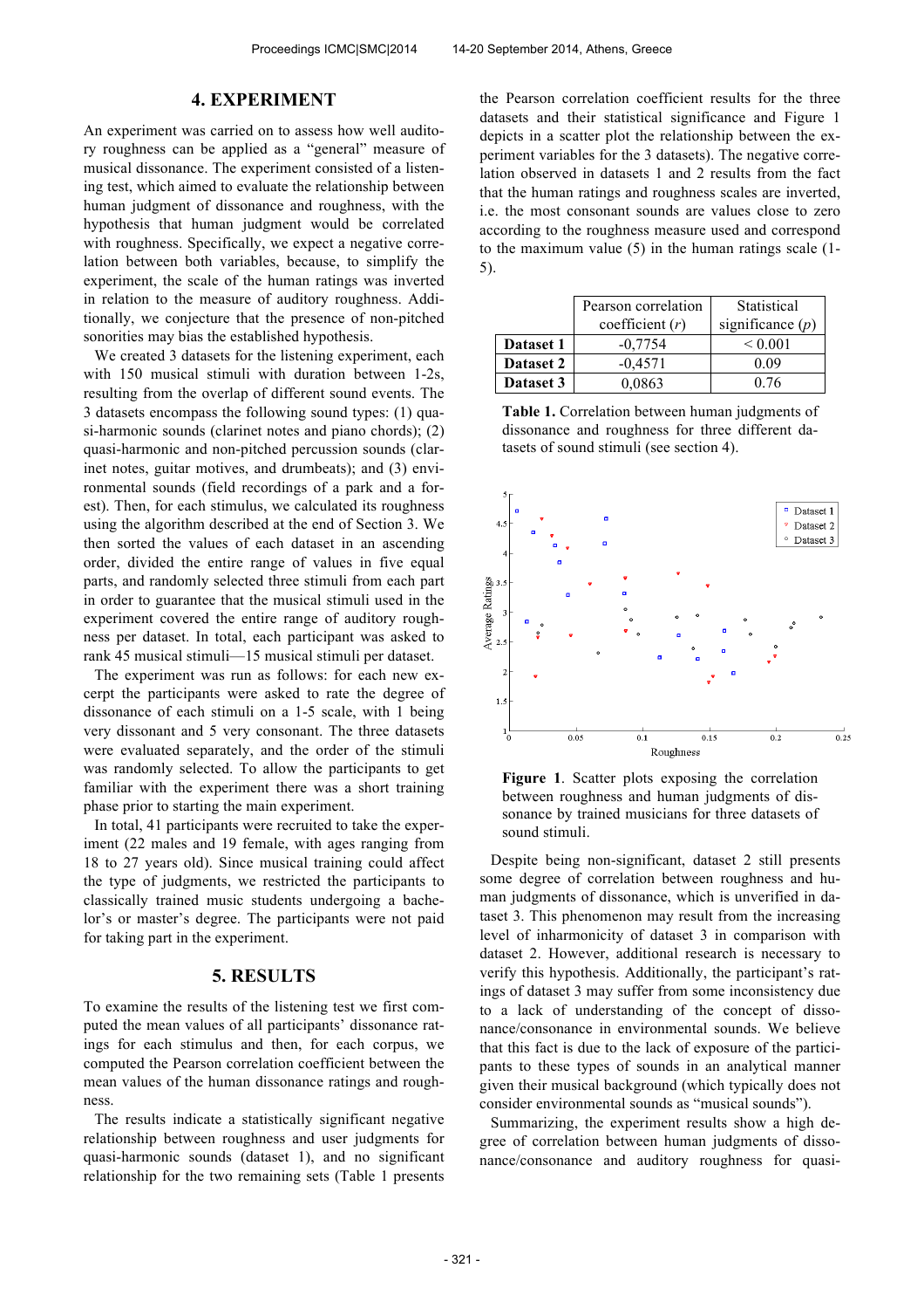## 4. EXPERIMENT

An experiment was carried on to assess how well auditory roughness can be applied as a "general" measure of musical dissonance. The experiment consisted of a listening test, which aimed to evaluate the relationship between human judgment of dissonance and roughness, with the hypothesis that human judgment would be correlated with roughness. Specifically, we expect a negative correlation between both variables, because, to simplify the experiment, the scale of the human ratings was inverted in relation to the measure of auditory roughness. Additionally, we conjecture that the presence of non-pitched sonorities may bias the established hypothesis.

We created 3 datasets for the listening experiment, each with 150 musical stimuli with duration between 1-2s, resulting from the overlap of different sound events. The 3 datasets encompass the following sound types: (1) quasi-harmonic sounds (clarinet notes and piano chords); (2) quasi-harmonic and non-pitched percussion sounds (clarinet notes, guitar motives, and drumbeats); and (3) environmental sounds (field recordings of a park and a forest). Then, for each stimulus, we calculated its roughness using the algorithm described at the end of Section 3. We then sorted the values of each dataset in an ascending order, divided the entire range of values in five equal parts, and randomly selected three stimuli from each part in order to guarantee that the musical stimuli used in the experiment covered the entire range of auditory roughness per dataset. In total, each participant was asked to rank 45 musical stimuli—15 musical stimuli per dataset.

The experiment was run as follows: for each new excerpt the participants were asked to rate the degree of dissonance of each stimuli on a 1-5 scale, with 1 being very dissonant and 5 very consonant. The three datasets were evaluated separately, and the order of the stimuli was randomly selected. To allow the participants to get familiar with the experiment there was a short training phase prior to starting the main experiment.

In total, 41 participants were recruited to take the experiment (22 males and 19 female, with ages ranging from 18 to 27 years old). Since musical training could affect the type of judgments, we restricted the participants to classically trained music students undergoing a bachelor's or master's degree. The participants were not paid for taking part in the experiment.

## 5. RESULTS

To examine the results of the listening test we first computed the mean values of all participants' dissonance ratings for each stimulus and then, for each corpus, we computed the Pearson correlation coefficient between the mean values of the human dissonance ratings and roughness.

The results indicate a statistically significant negative relationship between roughness and user judgments for quasi-harmonic sounds (dataset 1), and no significant relationship for the two remaining sets (Table 1 presents the Pearson correlation coefficient results for the three datasets and their statistical significance and Figure 1 depicts in a scatter plot the relationship between the experiment variables for the 3 datasets). The negative correlation observed in datasets 1 and 2 results from the fact that the human ratings and roughness scales are inverted, i.e. the most consonant sounds are values close to zero according to the roughness measure used and correspond to the maximum value (5) in the human ratings scale (1-5).

| | Pearson correlation coefficient ($r$) | Statistical significance ($p$) |
|---|---|---|
| **Dataset 1** | -0,7754 | < 0.001 |
| **Dataset 2** | -0,4571 | 0.09 |
| **Dataset 3** | 0,0863 | 0.76 |

**Table 1.** Correlation between human judgments of dissonance and roughness for three different datasets of sound stimuli (see section 4).

**Figure 1**. Scatter plots exposing the correlation between roughness and human judgments of dissonance by trained musicians for three datasets of sound stimuli.

Despite being non-significant, dataset 2 still presents some degree of correlation between roughness and human judgments of dissonance, which is unverified in dataset 3. This phenomenon may result from the increasing level of inharmonicity of dataset 3 in comparison with dataset 2. However, additional research is necessary to verify this hypothesis. Additionally, the participant's ratings of dataset 3 may suffer from some inconsistency due to a lack of understanding of the concept of dissonance/consonance in environmental sounds. We believe that this fact is due to the lack of exposure of the participants to these types of sounds in an analytical manner given their musical background (which typically does not consider environmental sounds as "musical sounds").

Summarizing, the experiment results show a high degree of correlation between human judgments of dissonance/consonance and auditory roughness for quasi-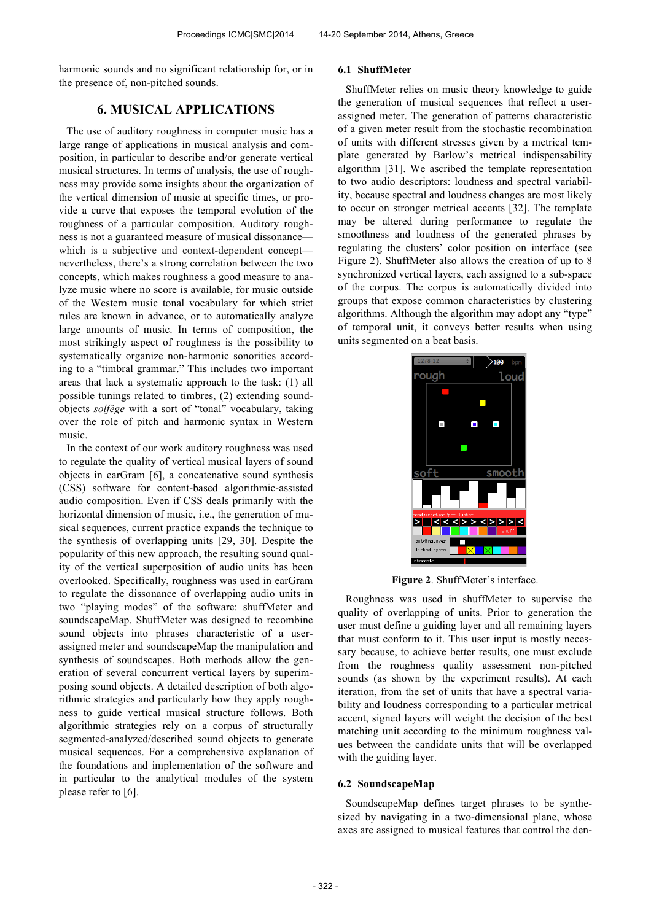harmonic sounds and no significant relationship for, or in the presence of, non-pitched sounds.

## 6. MUSICAL APPLICATIONS

The use of auditory roughness in computer music has a large range of applications in musical analysis and composition, in particular to describe and/or generate vertical musical structures. In terms of analysis, the use of roughness may provide some insights about the organization of the vertical dimension of music at specific times, or provide a curve that exposes the temporal evolution of the roughness of a particular composition. Auditory roughness is not a guaranteed measure of musical dissonance—which is a subjective and context-dependent concept—nevertheless, there's a strong correlation between the two concepts, which makes roughness a good measure to analyze music where no score is available, for music outside of the Western music tonal vocabulary for which strict rules are known in advance, or to automatically analyze large amounts of music. In terms of composition, the most strikingly aspect of roughness is the possibility to systematically organize non-harmonic sonorities according to a "timbral grammar." This includes two important areas that lack a systematic approach to the task: (1) all possible tunings related to timbres, (2) extending sound-objects *solfège* with a sort of "tonal" vocabulary, taking over the role of pitch and harmonic syntax in Western music.

In the context of our work auditory roughness was used to regulate the quality of vertical musical layers of sound objects in earGram [6], a concatenative sound synthesis (CSS) software for content-based algorithmic-assisted audio composition. Even if CSS deals primarily with the horizontal dimension of music, i.e., the generation of musical sequences, current practice expands the technique to the synthesis of overlapping units [29, 30]. Despite the popularity of this new approach, the resulting sound quality of the vertical superposition of audio units has been overlooked. Specifically, roughness was used in earGram to regulate the dissonance of overlapping audio units in two "playing modes" of the software: shuffMeter and soundscapeMap. ShuffMeter was designed to recombine sound objects into phrases characteristic of a user-assigned meter and soundscapeMap the manipulation and synthesis of soundscapes. Both methods allow the generation of several concurrent vertical layers by superimposing sound objects. A detailed description of both algorithmic strategies and particularly how they apply roughness to guide vertical musical structure follows. Both algorithmic strategies rely on a corpus of structurally segmented-analyzed/described sound objects to generate musical sequences. For a comprehensive explanation of the foundations and implementation of the software and in particular to the analytical modules of the system please refer to [6].

### 6.1 ShuffMeter

ShuffMeter relies on music theory knowledge to guide the generation of musical sequences that reflect a user-assigned meter. The generation of patterns characteristic of a given meter result from the stochastic recombination of units with different stresses given by a metrical template generated by Barlow's metrical indispensability algorithm [31]. We ascribed the template representation to two audio descriptors: loudness and spectral variability, because spectral and loudness changes are most likely to occur on stronger metrical accents [32]. The template may be altered during performance to regulate the smoothness and loudness of the generated phrases by regulating the clusters' color position on interface (see Figure 2). ShuffMeter also allows the creation of up to 8 synchronized vertical layers, each assigned to a sub-space of the corpus. The corpus is automatically divided into groups that expose common characteristics by clustering algorithms. Although the algorithm may adopt any "type" of temporal unit, it conveys better results when using units segmented on a beat basis.

**Figure 2**. ShuffMeter's interface.

Roughness was used in shuffMeter to supervise the quality of overlapping of units. Prior to generation the user must define a guiding layer and all remaining layers that must conform to it. This user input is mostly necessary because, to achieve better results, one must exclude from the roughness quality assessment non-pitched sounds (as shown by the experiment results). At each iteration, from the set of units that have a spectral variability and loudness corresponding to a particular metrical accent, signed layers will weight the decision of the best matching unit according to the minimum roughness values between the candidate units that will be overlapped with the guiding layer.

### 6.2 SoundscapeMap

SoundscapeMap defines target phrases to be synthesized by navigating in a two-dimensional plane, whose axes are assigned to musical features that control the den-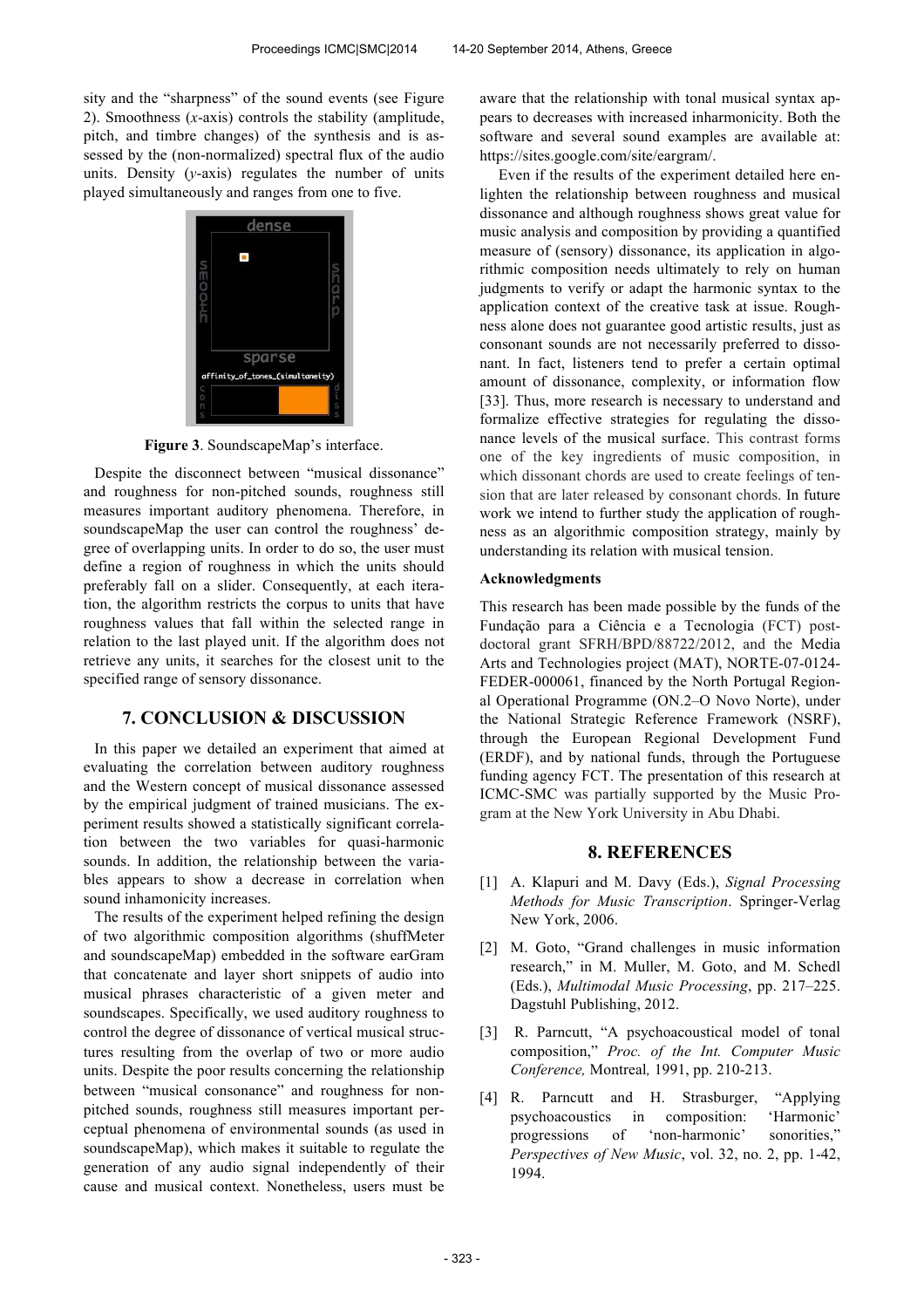sity and the "sharpness" of the sound events (see Figure 2). Smoothness (*x*-axis) controls the stability (amplitude, pitch, and timbre changes) of the synthesis and is assessed by the (non-normalized) spectral flux of the audio units. Density (*y*-axis) regulates the number of units played simultaneously and ranges from one to five.

**Figure 3**. SoundscapeMap's interface.

Despite the disconnect between "musical dissonance" and roughness for non-pitched sounds, roughness still measures important auditory phenomena. Therefore, in soundscapeMap the user can control the roughness' degree of overlapping units. In order to do so, the user must define a region of roughness in which the units should preferably fall on a slider. Consequently, at each iteration, the algorithm restricts the corpus to units that have roughness values that fall within the selected range in relation to the last played unit. If the algorithm does not retrieve any units, it searches for the closest unit to the specified range of sensory dissonance.

## 7. CONCLUSION & DISCUSSION

In this paper we detailed an experiment that aimed at evaluating the correlation between auditory roughness and the Western concept of musical dissonance assessed by the empirical judgment of trained musicians. The experiment results showed a statistically significant correlation between the two variables for quasi-harmonic sounds. In addition, the relationship between the variables appears to show a decrease in correlation when sound inhamonicity increases.

The results of the experiment helped refining the design of two algorithmic composition algorithms (shuffMeter and soundscapeMap) embedded in the software earGram that concatenate and layer short snippets of audio into musical phrases characteristic of a given meter and soundscapes. Specifically, we used auditory roughness to control the degree of dissonance of vertical musical structures resulting from the overlap of two or more audio units. Despite the poor results concerning the relationship between "musical consonance" and roughness for non-pitched sounds, roughness still measures important perceptual phenomena of environmental sounds (as used in soundscapeMap), which makes it suitable to regulate the generation of any audio signal independently of their cause and musical context. Nonetheless, users must be aware that the relationship with tonal musical syntax appears to decreases with increased inharmonicity. Both the software and several sound examples are available at: https://sites.google.com/site/eargram/.

Even if the results of the experiment detailed here enlighten the relationship between roughness and musical dissonance and although roughness shows great value for music analysis and composition by providing a quantified measure of (sensory) dissonance, its application in algorithmic composition needs ultimately to rely on human judgments to verify or adapt the harmonic syntax to the application context of the creative task at issue. Roughness alone does not guarantee good artistic results, just as consonant sounds are not necessarily preferred to dissonant. In fact, listeners tend to prefer a certain optimal amount of dissonance, complexity, or information flow [33]. Thus, more research is necessary to understand and formalize effective strategies for regulating the dissonance levels of the musical surface. This contrast forms one of the key ingredients of music composition, in which dissonant chords are used to create feelings of tension that are later released by consonant chords. In future work we intend to further study the application of roughness as an algorithmic composition strategy, mainly by understanding its relation with musical tension.

### Acknowledgments

This research has been made possible by the funds of the Fundação para a Ciência e a Tecnologia (FCT) post-doctoral grant SFRH/BPD/88722/2012, and the Media Arts and Technologies project (MAT), NORTE-07-0124-FEDER-000061, financed by the North Portugal Regional Operational Programme (ON.2–O Novo Norte), under the National Strategic Reference Framework (NSRF), through the European Regional Development Fund (ERDF), and by national funds, through the Portuguese funding agency FCT. The presentation of this research at ICMC-SMC was partially supported by the Music Program at the New York University in Abu Dhabi.

## 8. REFERENCES

[1] A. Klapuri and M. Davy (Eds.), *Signal Processing Methods for Music Transcription*. Springer-Verlag New York, 2006.

[2] M. Goto, "Grand challenges in music information research," in M. Muller, M. Goto, and M. Schedl (Eds.), *Multimodal Music Processing*, pp. 217–225. Dagstuhl Publishing, 2012.

[3] R. Parncutt, "A psychoacoustical model of tonal composition," *Proc. of the Int. Computer Music Conference,* Montreal*,* 1991, pp. 210-213.

[4] R. Parncutt and H. Strasburger, "Applying psychoacoustics in composition: 'Harmonic' progressions of 'non-harmonic' sonorities," *Perspectives of New Music*, vol. 32, no. 2, pp. 1-42, 1994.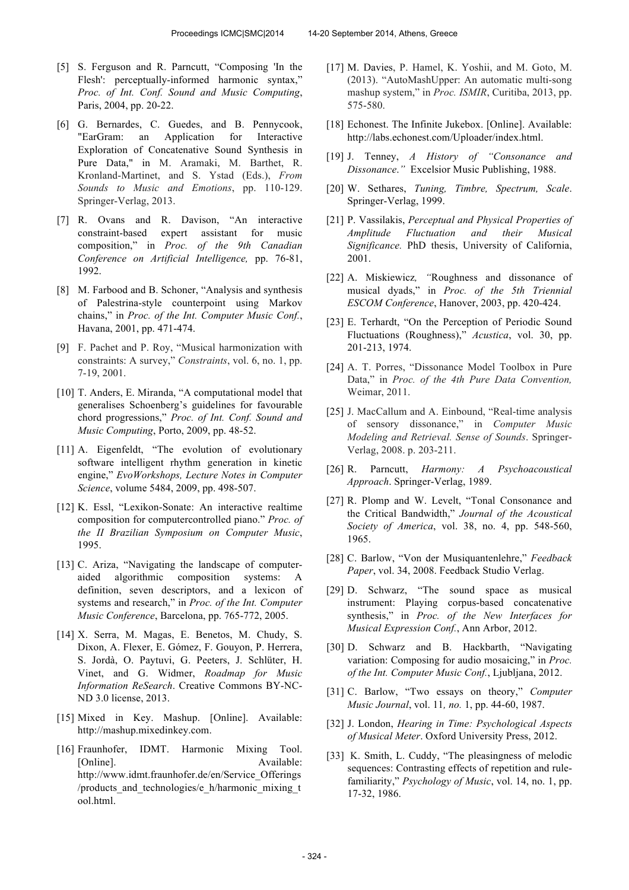[5] S. Ferguson and R. Parncutt, "Composing 'In the Flesh': perceptually-informed harmonic syntax," *Proc. of Int. Conf. Sound and Music Computing*, Paris, 2004, pp. 20-22.

[6] G. Bernardes, C. Guedes, and B. Pennycook, "EarGram: an Application for Interactive Exploration of Concatenative Sound Synthesis in Pure Data," in M. Aramaki, M. Barthet, R. Kronland-Martinet, and S. Ystad (Eds.), *From Sounds to Music and Emotions*, pp. 110-129. Springer-Verlag, 2013.

[7] R. Ovans and R. Davison, "An interactive constraint-based expert assistant for music composition," in *Proc. of the 9th Canadian Conference on Artificial Intelligence,* pp. 76-81, 1992.

[8] M. Farbood and B. Schoner, "Analysis and synthesis of Palestrina-style counterpoint using Markov chains," in *Proc. of the Int. Computer Music Conf.*, Havana, 2001, pp. 471-474.

[9] F. Pachet and P. Roy, "Musical harmonization with constraints: A survey," *Constraints*, vol. 6, no. 1, pp. 7-19, 2001.

[10] T. Anders, E. Miranda, "A computational model that generalises Schoenberg's guidelines for favourable chord progressions," *Proc. of Int. Conf. Sound and Music Computing*, Porto, 2009, pp. 48-52.

[11] A. Eigenfeldt, "The evolution of evolutionary software intelligent rhythm generation in kinetic engine," *EvoWorkshops, Lecture Notes in Computer Science*, volume 5484, 2009, pp. 498-507.

[12] K. Essl, "Lexikon-Sonate: An interactive realtime composition for computercontrolled piano." *Proc. of the II Brazilian Symposium on Computer Music*, 1995.

[13] C. Ariza, "Navigating the landscape of computer-aided algorithmic composition systems: A definition, seven descriptors, and a lexicon of systems and research," in *Proc. of the Int. Computer Music Conference*, Barcelona, pp. 765-772, 2005.

[14] X. Serra, M. Magas, E. Benetos, M. Chudy, S. Dixon, A. Flexer, E. Gómez, F. Gouyon, P. Herrera, S. Jordà, O. Paytuvi, G. Peeters, J. Schlüter, H. Vinet, and G. Widmer, *Roadmap for Music Information ReSearch*. Creative Commons BY-NC-ND 3.0 license, 2013.

[15] Mixed in Key. Mashup. [Online]. Available: http://mashup.mixedinkey.com.

[16] Fraunhofer, IDMT. Harmonic Mixing Tool. [Online]. Available: http://www.idmt.fraunhofer.de/en/Service_Offerings/products_and_technologies/e_h/harmonic_mixing_tool.html.

[17] M. Davies, P. Hamel, K. Yoshii, and M. Goto, M. (2013). "AutoMashUpper: An automatic multi-song mashup system," in *Proc. ISMIR*, Curitiba, 2013, pp. 575-580.

[18] Echonest. The Infinite Jukebox. [Online]. Available: http://labs.echonest.com/Uploader/index.html.

[19] J. Tenney, *A History of "Consonance and Dissonance."* Excelsior Music Publishing, 1988.

[20] W. Sethares, *Tuning, Timbre, Spectrum, Scale*. Springer-Verlag, 1999.

[21] P. Vassilakis, *Perceptual and Physical Properties of Amplitude Fluctuation and their Musical Significance.* PhD thesis, University of California, 2001.

[22] A. Miskiewicz*, "*Roughness and dissonance of musical dyads," in *Proc. of the 5th Triennial ESCOM Conference*, Hanover, 2003, pp. 420-424.

[23] E. Terhardt, "On the Perception of Periodic Sound Fluctuations (Roughness)," *Acustica*, vol. 30, pp. 201-213, 1974.

[24] A. T. Porres, "Dissonance Model Toolbox in Pure Data," in *Proc. of the 4th Pure Data Convention,* Weimar, 2011.

[25] J. MacCallum and A. Einbound, "Real-time analysis of sensory dissonance," in *Computer Music Modeling and Retrieval. Sense of Sounds*. Springer-Verlag, 2008. p. 203-211.

[26] R. Parncutt, *Harmony: A Psychoacoustical Approach*. Springer-Verlag, 1989.

[27] R. Plomp and W. Levelt, "Tonal Consonance and the Critical Bandwidth," *Journal of the Acoustical Society of America*, vol. 38, no. 4, pp. 548-560, 1965.

[28] C. Barlow, "Von der Musiquantenlehre," *Feedback Paper*, vol. 34, 2008. Feedback Studio Verlag.

[29] D. Schwarz, "The sound space as musical instrument: Playing corpus-based concatenative synthesis," in *Proc. of the New Interfaces for Musical Expression Conf.*, Ann Arbor, 2012.

[30] D. Schwarz and B. Hackbarth, "Navigating variation: Composing for audio mosaicing," in *Proc. of the Int. Computer Music Conf.*, Ljubljana, 2012.

[31] C. Barlow, "Two essays on theory," *Computer Music Journal*, vol. 11*, no.* 1, pp. 44-60, 1987.

[32] J. London, *Hearing in Time: Psychological Aspects of Musical Meter*. Oxford University Press, 2012.

[33] K. Smith, L. Cuddy, "The pleasingness of melodic sequences: Contrasting effects of repetition and rule-familiarity," *Psychology of Music*, vol. 14, no. 1, pp. 17-32, 1986.